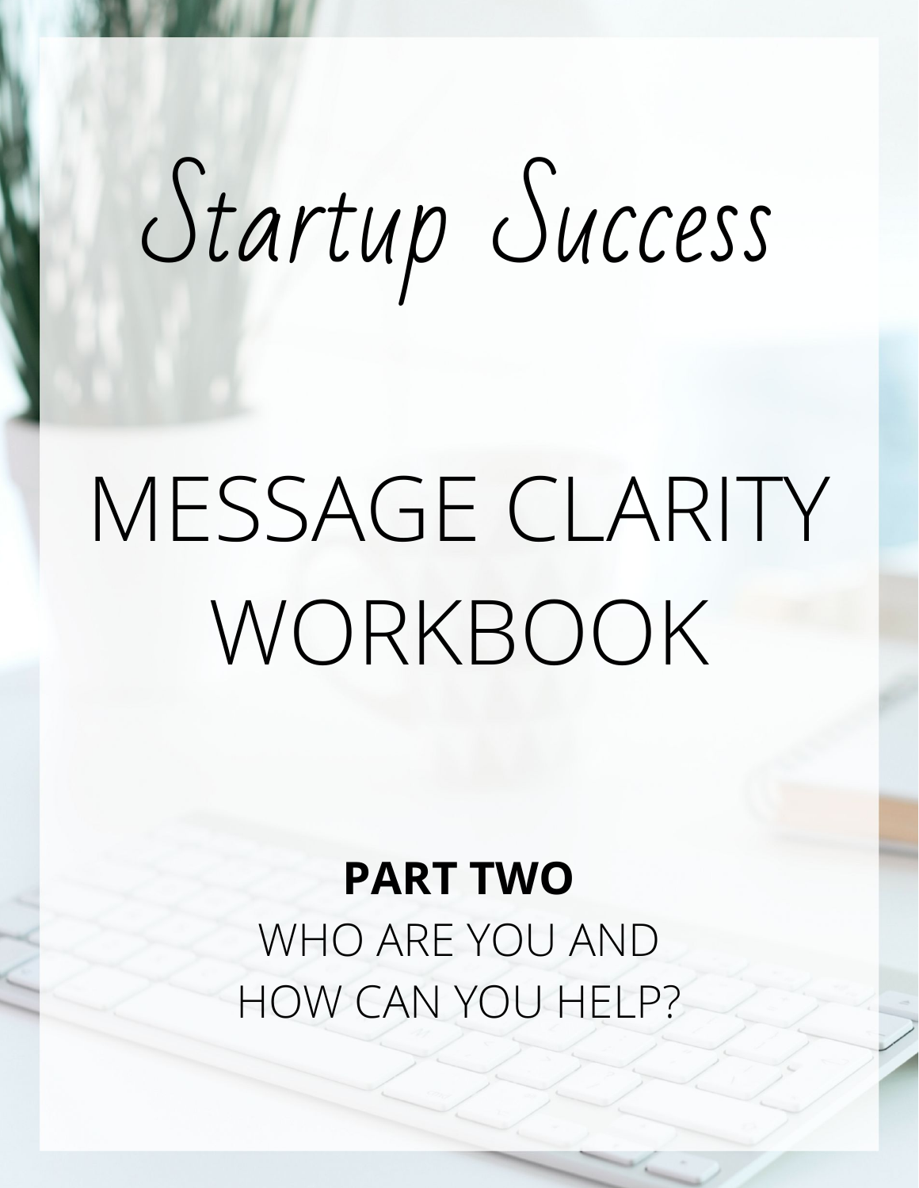# Startup Success

# MESSAGE CLARITY WORKBOOK

**PART TWO**

WHO ARE YOU AND HOW CAN YOU HELP?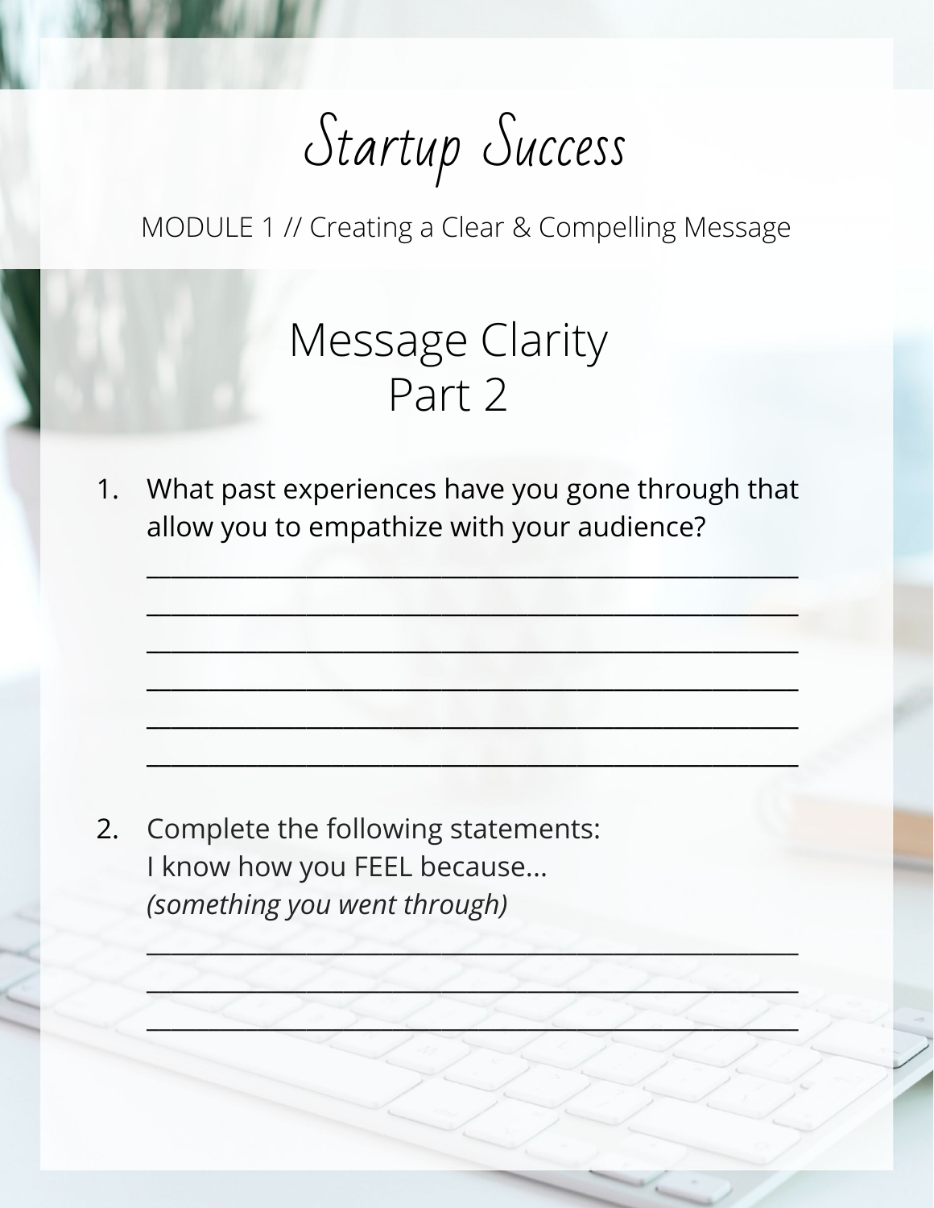# Startup Success

MODULE 1 // Creating a Clear & Compelling Message

## Message Clarity
## Part 2

1. What past experiences have you gone through that allow you to empathize with your audience?

   ______________________________________________

   ______________________________________________

   ______________________________________________

   ______________________________________________

   ______________________________________________

   ______________________________________________

2. Complete the following statements:
   I know how you FEEL because...
   *(something you went through)*

   ______________________________________________

   ______________________________________________

   ______________________________________________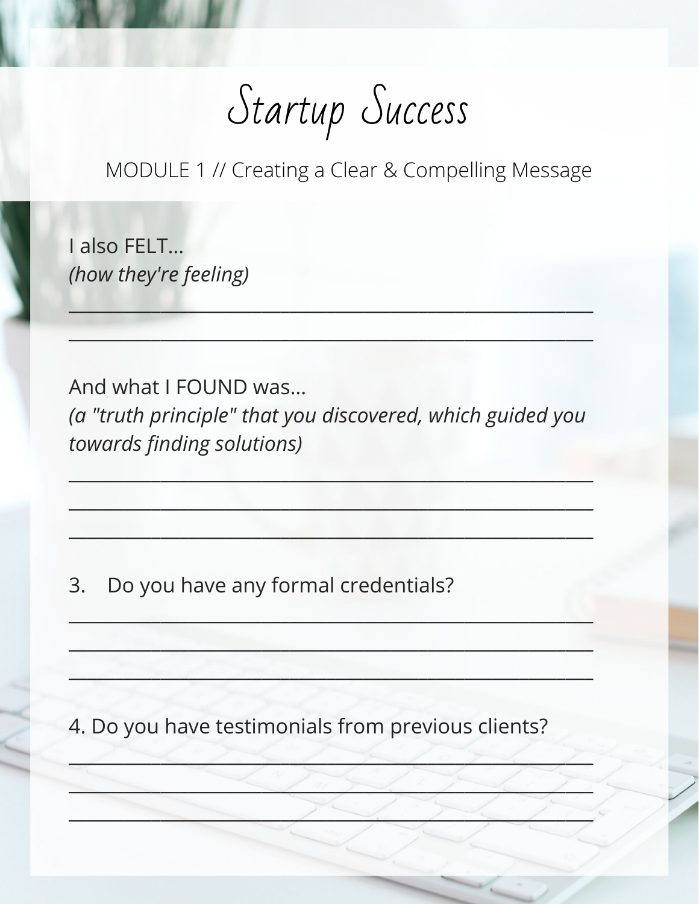# Startup Success

MODULE 1 // Creating a Clear & Compelling Message

I also FELT...
*(how they're feeling)*

\_\_\_\_\_\_\_\_\_\_\_\_\_\_\_\_\_\_\_\_\_\_\_\_\_\_\_\_\_\_\_\_\_\_\_\_\_\_\_\_\_\_\_\_\_\_\_\_\_\_\_\_\_\_\_\_

\_\_\_\_\_\_\_\_\_\_\_\_\_\_\_\_\_\_\_\_\_\_\_\_\_\_\_\_\_\_\_\_\_\_\_\_\_\_\_\_\_\_\_\_\_\_\_\_\_\_\_\_\_\_\_\_

And what I FOUND was...
*(a "truth principle" that you discovered, which guided you towards finding solutions)*

\_\_\_\_\_\_\_\_\_\_\_\_\_\_\_\_\_\_\_\_\_\_\_\_\_\_\_\_\_\_\_\_\_\_\_\_\_\_\_\_\_\_\_\_\_\_\_\_\_\_\_\_\_\_\_\_

\_\_\_\_\_\_\_\_\_\_\_\_\_\_\_\_\_\_\_\_\_\_\_\_\_\_\_\_\_\_\_\_\_\_\_\_\_\_\_\_\_\_\_\_\_\_\_\_\_\_\_\_\_\_\_\_

\_\_\_\_\_\_\_\_\_\_\_\_\_\_\_\_\_\_\_\_\_\_\_\_\_\_\_\_\_\_\_\_\_\_\_\_\_\_\_\_\_\_\_\_\_\_\_\_\_\_\_\_\_\_\_\_

3. Do you have any formal credentials?

\_\_\_\_\_\_\_\_\_\_\_\_\_\_\_\_\_\_\_\_\_\_\_\_\_\_\_\_\_\_\_\_\_\_\_\_\_\_\_\_\_\_\_\_\_\_\_\_\_\_\_\_\_\_\_\_

\_\_\_\_\_\_\_\_\_\_\_\_\_\_\_\_\_\_\_\_\_\_\_\_\_\_\_\_\_\_\_\_\_\_\_\_\_\_\_\_\_\_\_\_\_\_\_\_\_\_\_\_\_\_\_\_

\_\_\_\_\_\_\_\_\_\_\_\_\_\_\_\_\_\_\_\_\_\_\_\_\_\_\_\_\_\_\_\_\_\_\_\_\_\_\_\_\_\_\_\_\_\_\_\_\_\_\_\_\_\_\_\_

4. Do you have testimonials from previous clients?

\_\_\_\_\_\_\_\_\_\_\_\_\_\_\_\_\_\_\_\_\_\_\_\_\_\_\_\_\_\_\_\_\_\_\_\_\_\_\_\_\_\_\_\_\_\_\_\_\_\_\_\_\_\_\_\_

\_\_\_\_\_\_\_\_\_\_\_\_\_\_\_\_\_\_\_\_\_\_\_\_\_\_\_\_\_\_\_\_\_\_\_\_\_\_\_\_\_\_\_\_\_\_\_\_\_\_\_\_\_\_\_\_

\_\_\_\_\_\_\_\_\_\_\_\_\_\_\_\_\_\_\_\_\_\_\_\_\_\_\_\_\_\_\_\_\_\_\_\_\_\_\_\_\_\_\_\_\_\_\_\_\_\_\_\_\_\_\_\_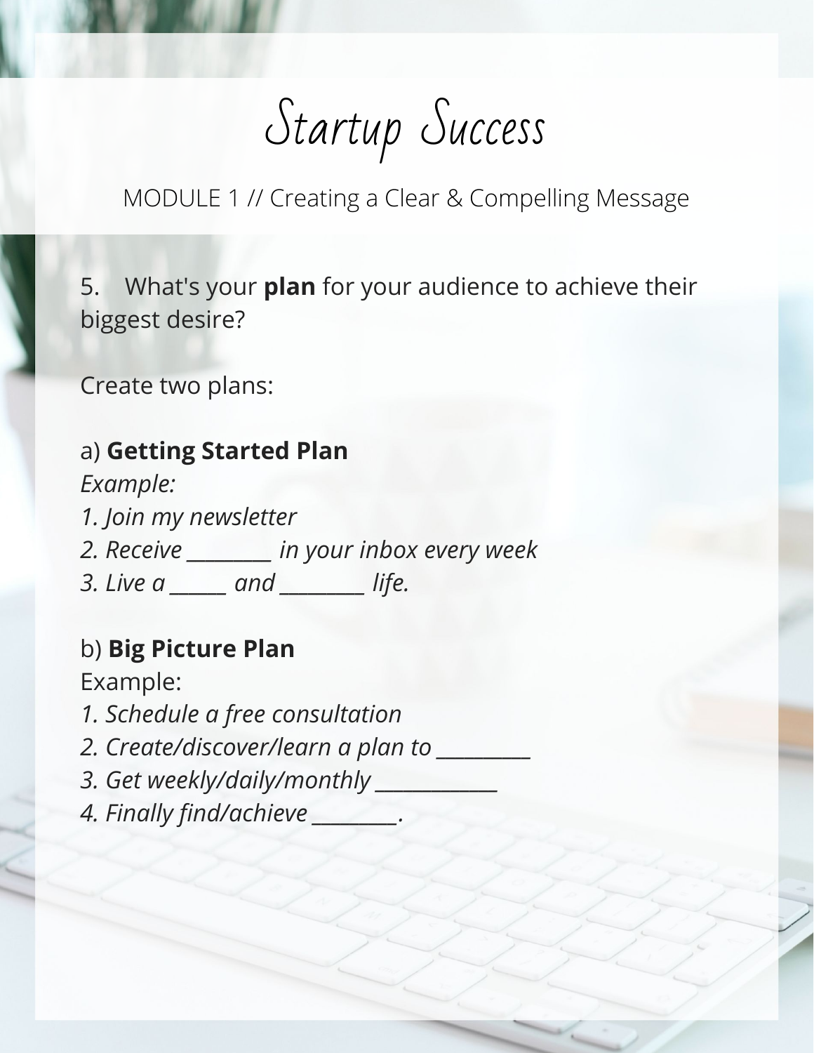# Startup Success

MODULE 1 // Creating a Clear & Compelling Message

5. What's your **plan** for your audience to achieve their biggest desire?

Create two plans:

a) **Getting Started Plan**

*Example:*

*1. Join my newsletter*

*2. Receive ________ in your inbox every week*

*3. Live a _____ and ________ life.*

b) **Big Picture Plan**

Example:

*1. Schedule a free consultation*

*2. Create/discover/learn a plan to _________*

*3. Get weekly/daily/monthly ____________*

*4. Finally find/achieve ________.*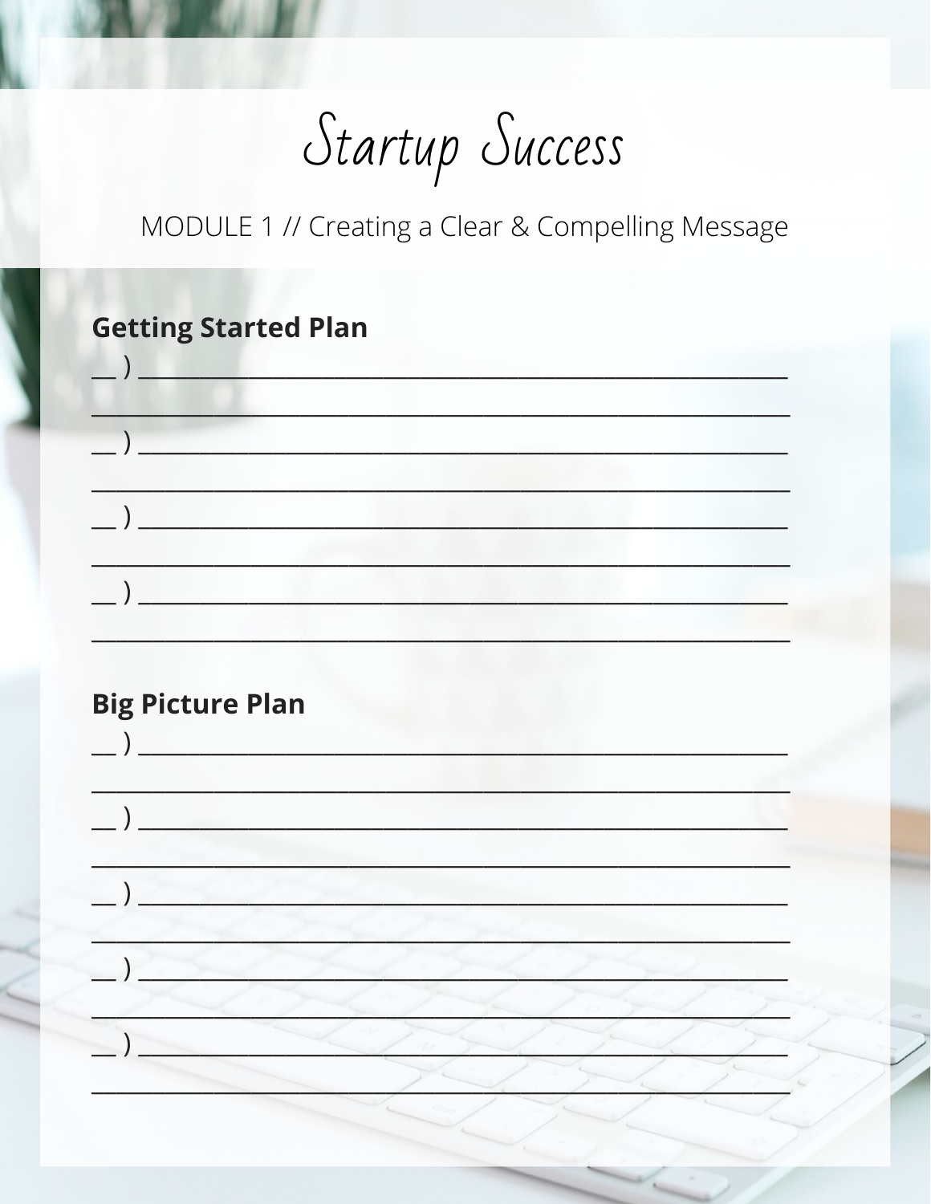# Startup Success

MODULE 1 // Creating a Clear & Compelling Message

## Getting Started Plan

__ ) ________________________________________________

____________________________________________________

__ ) ________________________________________________

____________________________________________________

__ ) ________________________________________________

____________________________________________________

__ ) ________________________________________________

____________________________________________________

## Big Picture Plan

__ ) ________________________________________________

____________________________________________________

__ ) ________________________________________________

____________________________________________________

__ ) ________________________________________________

____________________________________________________

__ ) ________________________________________________

____________________________________________________

__ ) ________________________________________________

____________________________________________________